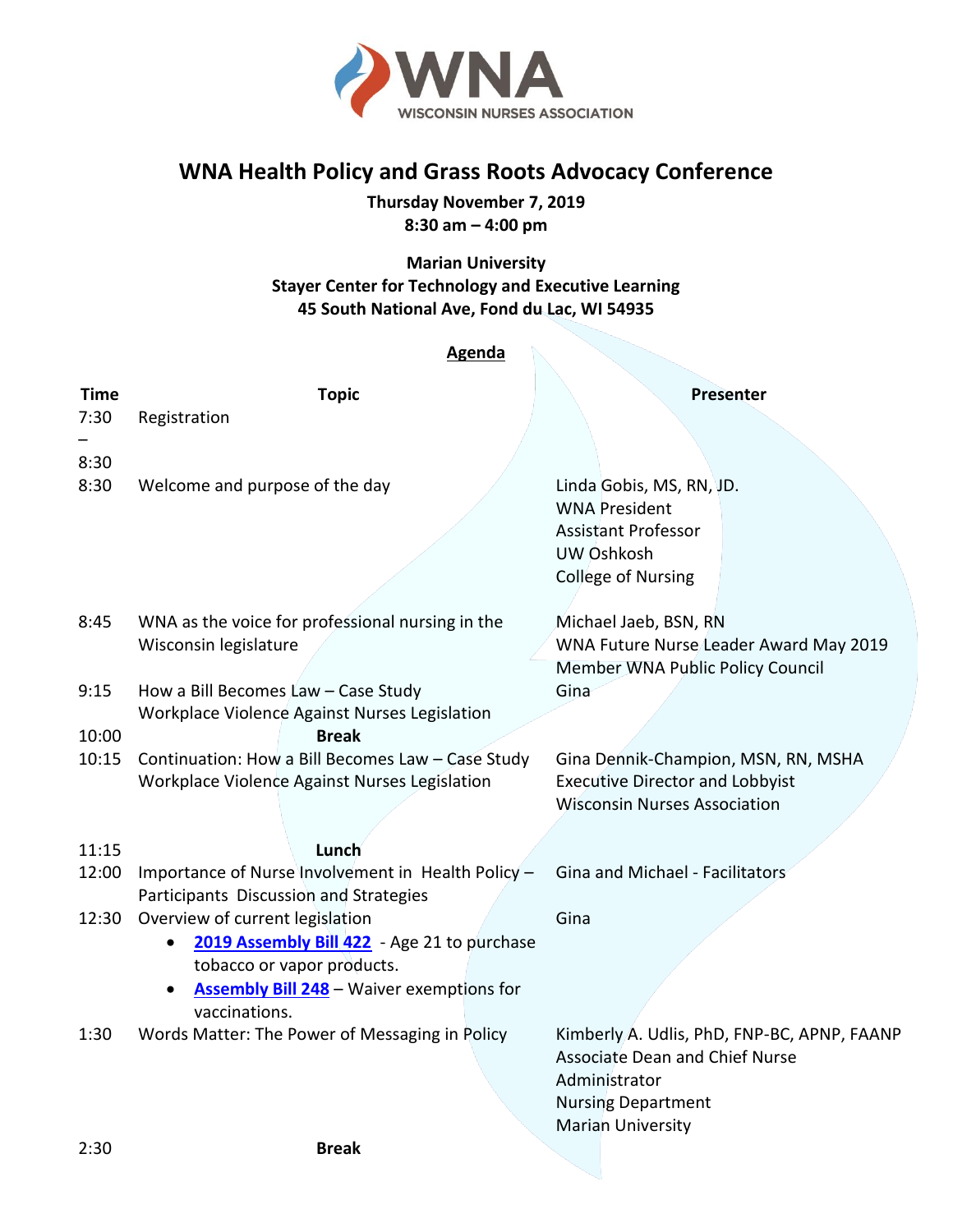WNA
WISCONSIN NURSES ASSOCIATION

# WNA Health Policy and Grass Roots Advocacy Conference

**Thursday November 7, 2019**
**8:30 am – 4:00 pm**

**Marian University**
**Stayer Center for Technology and Executive Learning**
**45 South National Ave, Fond du Lac, WI 54935**

## Agenda

| Time | Topic | Presenter |
|---|---|---|
| 7:30 – 8:30 | Registration | |
| 8:30 | Welcome and purpose of the day | Linda Gobis, MS, RN, JD. WNA President Assistant Professor UW Oshkosh College of Nursing |
| 8:45 | WNA as the voice for professional nursing in the Wisconsin legislature | Michael Jaeb, BSN, RN WNA Future Nurse Leader Award May 2019 Member WNA Public Policy Council |
| 9:15 | How a Bill Becomes Law – Case Study Workplace Violence Against Nurses Legislation | Gina |
| 10:00 | **Break** | |
| 10:15 | Continuation: How a Bill Becomes Law – Case Study Workplace Violence Against Nurses Legislation | Gina Dennik-Champion, MSN, RN, MSHA Executive Director and Lobbyist Wisconsin Nurses Association |
| 11:15 | **Lunch** | |
| 12:00 | Importance of Nurse Involvement in Health Policy – Participants Discussion and Strategies | Gina and Michael - Facilitators |
| 12:30 | Overview of current legislation<br>• **2019 Assembly Bill 422** - Age 21 to purchase tobacco or vapor products.<br>• **Assembly Bill 248** – Waiver exemptions for vaccinations. | Gina |
| 1:30 | Words Matter: The Power of Messaging in Policy | Kimberly A. Udlis, PhD, FNP-BC, APNP, FAANP Associate Dean and Chief Nurse Administrator Nursing Department Marian University |
| 2:30 | **Break** | |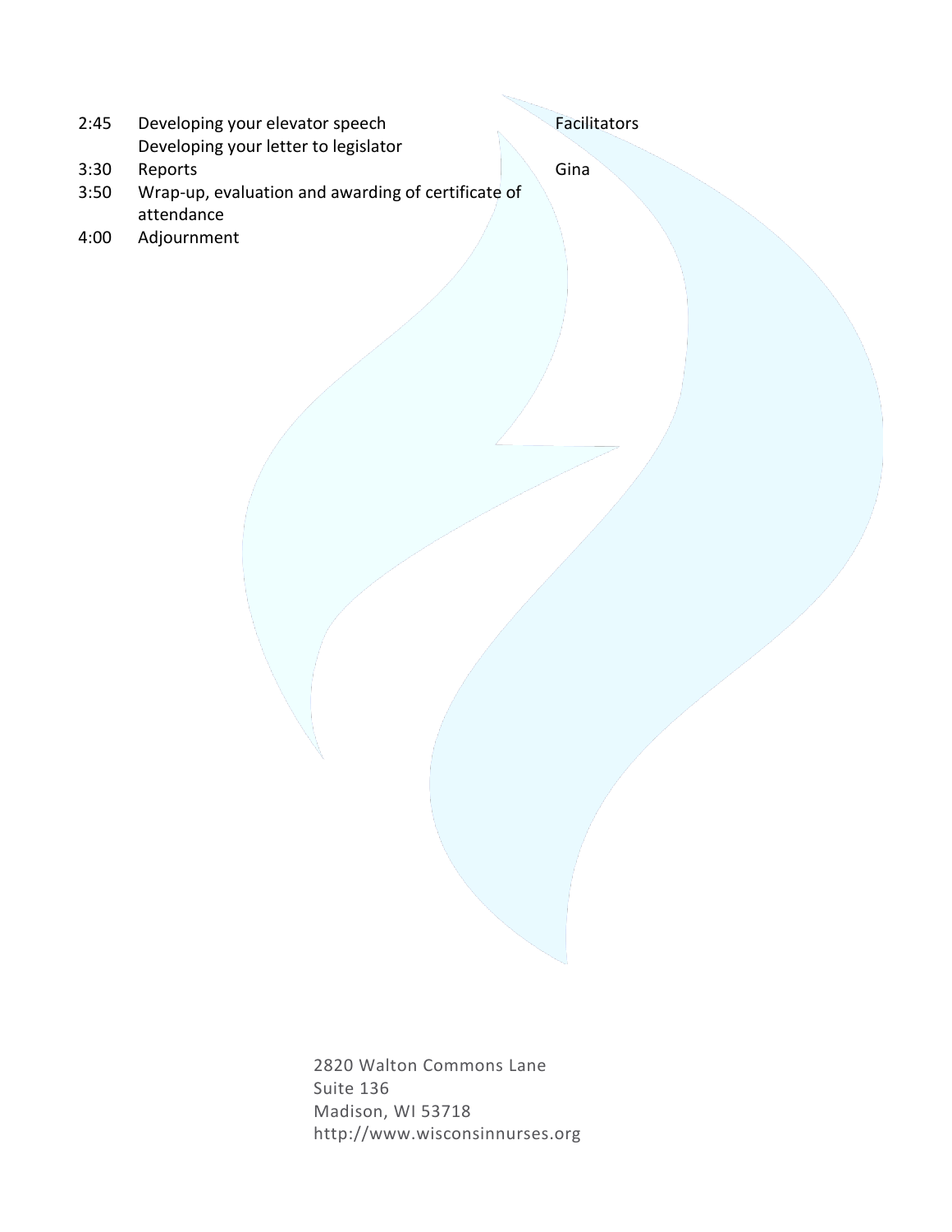| | | |
|---|---|---|
| 2:45 | Developing your elevator speech<br>Developing your letter to legislator | Facilitators |
| 3:30 | Reports | Gina |
| 3:50 | Wrap-up, evaluation and awarding of certificate of attendance | |
| 4:00 | Adjournment | |

2820 Walton Commons Lane
Suite 136
Madison, WI 53718
http://www.wisconsinnurses.org